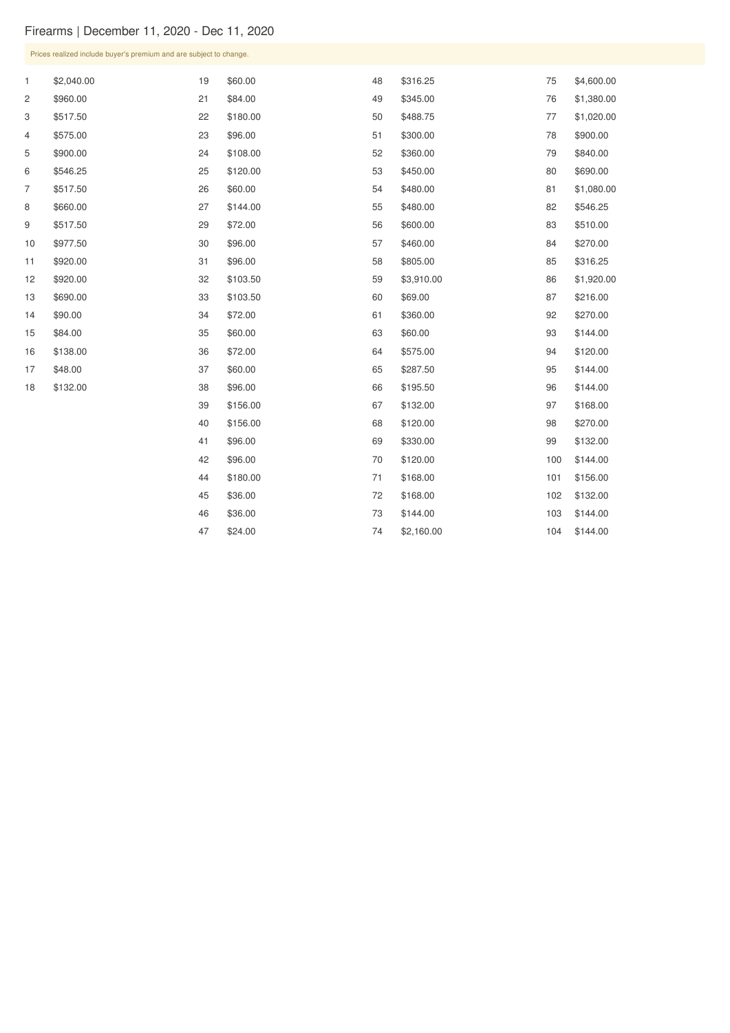# Firearms | December 11, 2020 - Dec 11, 2020

Prices realized include buyer's premium and are subject to change.

| Lot | Price | Lot | Price | Lot | Price | Lot | Price |
|---|---|---|---|---|---|---|---|
| 1 | $2,040.00 | 19 | $60.00 | 48 | $316.25 | 75 | $4,600.00 |
| 2 | $960.00 | 21 | $84.00 | 49 | $345.00 | 76 | $1,380.00 |
| 3 | $517.50 | 22 | $180.00 | 50 | $488.75 | 77 | $1,020.00 |
| 4 | $575.00 | 23 | $96.00 | 51 | $300.00 | 78 | $900.00 |
| 5 | $900.00 | 24 | $108.00 | 52 | $360.00 | 79 | $840.00 |
| 6 | $546.25 | 25 | $120.00 | 53 | $450.00 | 80 | $690.00 |
| 7 | $517.50 | 26 | $60.00 | 54 | $480.00 | 81 | $1,080.00 |
| 8 | $660.00 | 27 | $144.00 | 55 | $480.00 | 82 | $546.25 |
| 9 | $517.50 | 29 | $72.00 | 56 | $600.00 | 83 | $510.00 |
| 10 | $977.50 | 30 | $96.00 | 57 | $460.00 | 84 | $270.00 |
| 11 | $920.00 | 31 | $96.00 | 58 | $805.00 | 85 | $316.25 |
| 12 | $920.00 | 32 | $103.50 | 59 | $3,910.00 | 86 | $1,920.00 |
| 13 | $690.00 | 33 | $103.50 | 60 | $69.00 | 87 | $216.00 |
| 14 | $90.00 | 34 | $72.00 | 61 | $360.00 | 92 | $270.00 |
| 15 | $84.00 | 35 | $60.00 | 63 | $60.00 | 93 | $144.00 |
| 16 | $138.00 | 36 | $72.00 | 64 | $575.00 | 94 | $120.00 |
| 17 | $48.00 | 37 | $60.00 | 65 | $287.50 | 95 | $144.00 |
| 18 | $132.00 | 38 | $96.00 | 66 | $195.50 | 96 | $144.00 |
| | | 39 | $156.00 | 67 | $132.00 | 97 | $168.00 |
| | | 40 | $156.00 | 68 | $120.00 | 98 | $270.00 |
| | | 41 | $96.00 | 69 | $330.00 | 99 | $132.00 |
| | | 42 | $96.00 | 70 | $120.00 | 100 | $144.00 |
| | | 44 | $180.00 | 71 | $168.00 | 101 | $156.00 |
| | | 45 | $36.00 | 72 | $168.00 | 102 | $132.00 |
| | | 46 | $36.00 | 73 | $144.00 | 103 | $144.00 |
| | | 47 | $24.00 | 74 | $2,160.00 | 104 | $144.00 |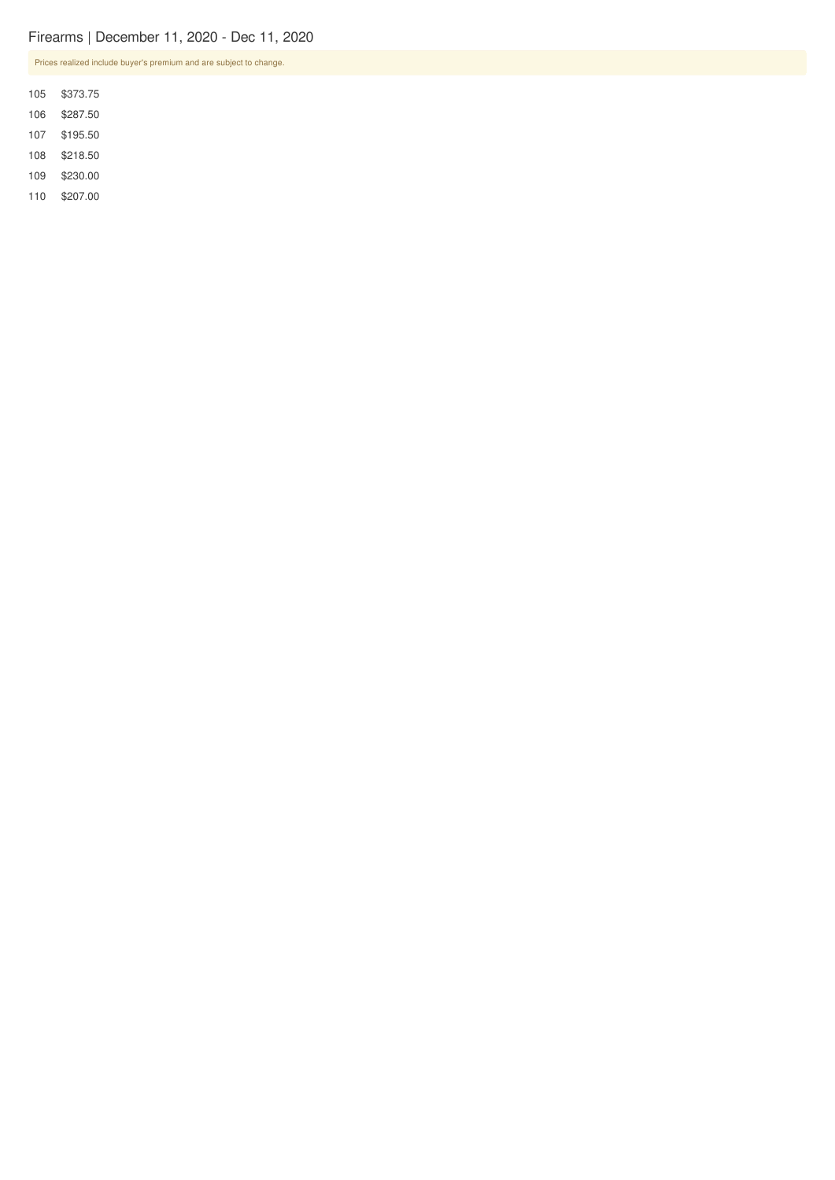Firearms | December 11, 2020 - Dec 11, 2020

Prices realized include buyer's premium and are subject to change.

| | |
|---|---|
| 105 | $373.75 |
| 106 | $287.50 |
| 107 | $195.50 |
| 108 | $218.50 |
| 109 | $230.00 |
| 110 | $207.00 |